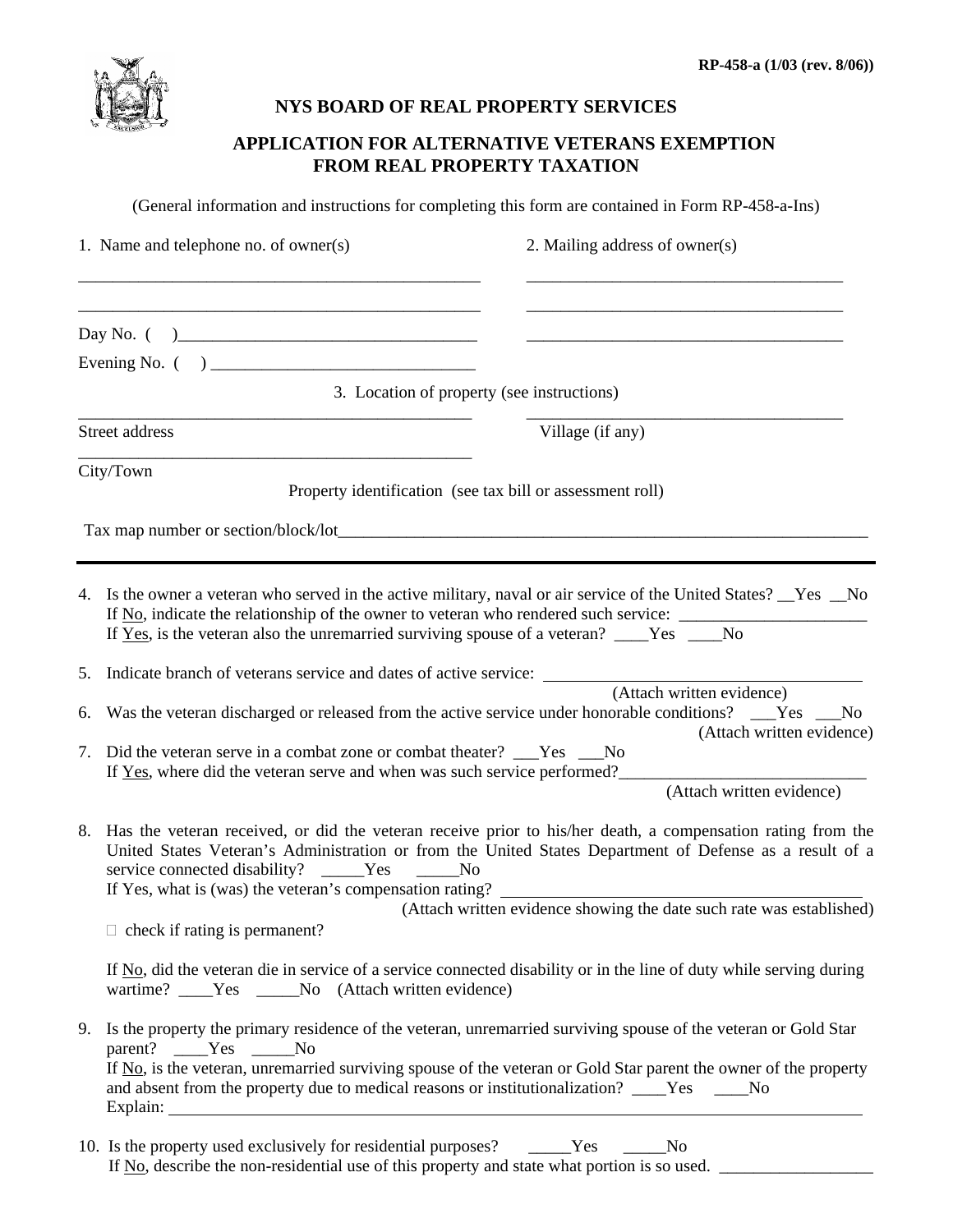RP-458-a (1/03 (rev. 8/06))

# NYS BOARD OF REAL PROPERTY SERVICES

## APPLICATION FOR ALTERNATIVE VETERANS EXEMPTION FROM REAL PROPERTY TAXATION

(General information and instructions for completing this form are contained in Form RP-458-a-Ins)

1. Name and telephone no. of owner(s)

_______________________________________________

_______________________________________________

Day No. ( )___________________________________

Evening No. ( ) _______________________________

2. Mailing address of owner(s)

_______________________________________

_______________________________________

_______________________________________

3. Location of property (see instructions)

_______________________________________________
Street address

_______________________________________
Village (if any)

_______________________________________________
City/Town

Property identification (see tax bill or assessment roll)

Tax map number or section/block/lot_________________________________________________________________

---

4. Is the owner a veteran who served in the active military, naval or air service of the United States? __Yes __No
   If No, indicate the relationship of the owner to veteran who rendered such service: ______________________
   If Yes, is the veteran also the unremarried surviving spouse of a veteran? ____Yes ____No

5. Indicate branch of veterans service and dates of active service: ___________________________________
   (Attach written evidence)

6. Was the veteran discharged or released from the active service under honorable conditions? ___Yes ___No
   (Attach written evidence)

7. Did the veteran serve in a combat zone or combat theater? ___Yes ___No
   If Yes, where did the veteran serve and when was such service performed?_____________________________
   (Attach written evidence)

8. Has the veteran received, or did the veteran receive prior to his/her death, a compensation rating from the United States Veteran's Administration or from the United States Department of Defense as a result of a service connected disability? _____Yes _____No
   If Yes, what is (was) the veteran's compensation rating? ___________________________________________
   (Attach written evidence showing the date such rate was established)
   
   ☐ check if rating is permanent?
   
   If No, did the veteran die in service of a service connected disability or in the line of duty while serving during wartime? ____Yes _____No (Attach written evidence)

9. Is the property the primary residence of the veteran, unremarried surviving spouse of the veteran or Gold Star parent? ____Yes _____No
   If No, is the veteran, unremarried surviving spouse of the veteran or Gold Star parent the owner of the property and absent from the property due to medical reasons or institutionalization? ____Yes ____No
   Explain: ___________________________________________________________________________________

10. Is the property used exclusively for residential purposes? _____Yes _____No
    If No, describe the non-residential use of this property and state what portion is so used. __________________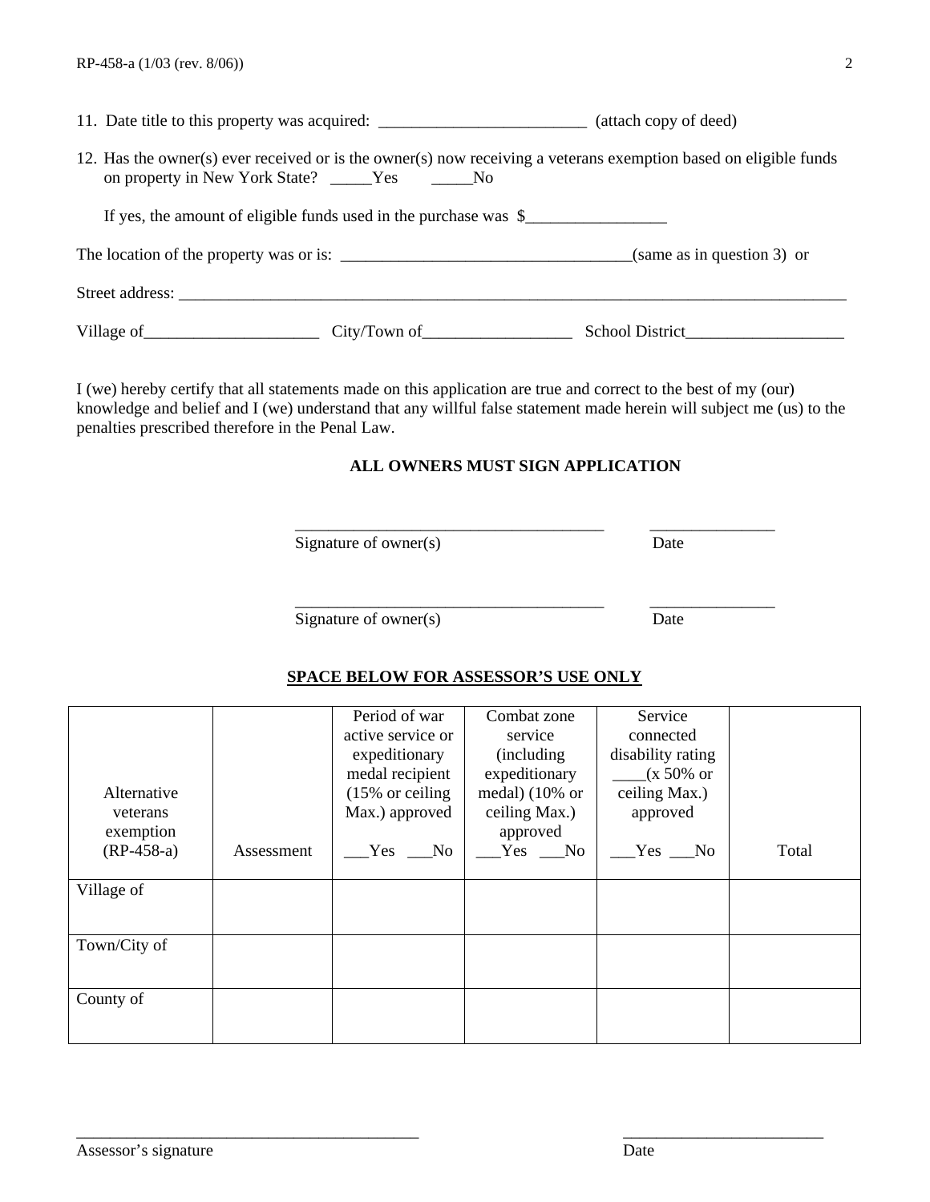11. Date title to this property was acquired: _________________________ (attach copy of deed)

12. Has the owner(s) ever received or is the owner(s) now receiving a veterans exemption based on eligible funds on property in New York State? _____Yes _____No

    If yes, the amount of eligible funds used in the purchase was $_________________

The location of the property was or is: ___________________________________(same as in question 3) or

Street address: ____________________________________________________________________________________

Village of_____________________ City/Town of__________________ School District___________________

I (we) hereby certify that all statements made on this application are true and correct to the best of my (our) knowledge and belief and I (we) understand that any willful false statement made herein will subject me (us) to the penalties prescribed therefore in the Penal Law.

**ALL OWNERS MUST SIGN APPLICATION**

______________________________________ _______________
Signature of owner(s) Date

______________________________________ _______________
Signature of owner(s) Date

**SPACE BELOW FOR ASSESSOR'S USE ONLY**

| Alternative veterans exemption (RP-458-a) | Assessment | Period of war active service or expeditionary medal recipient (15% or ceiling Max.) approved ___Yes ___No | Combat zone service (including expeditionary medal) (10% or ceiling Max.) approved ___Yes ___No | Service connected disability rating ____(x 50% or ceiling Max.) approved ___Yes ___No | Total |
|---|---|---|---|---|---|
| Village of | | | | | |
| Town/City of | | | | | |
| County of | | | | | |

___________________________________________ _________________________
Assessor's signature Date